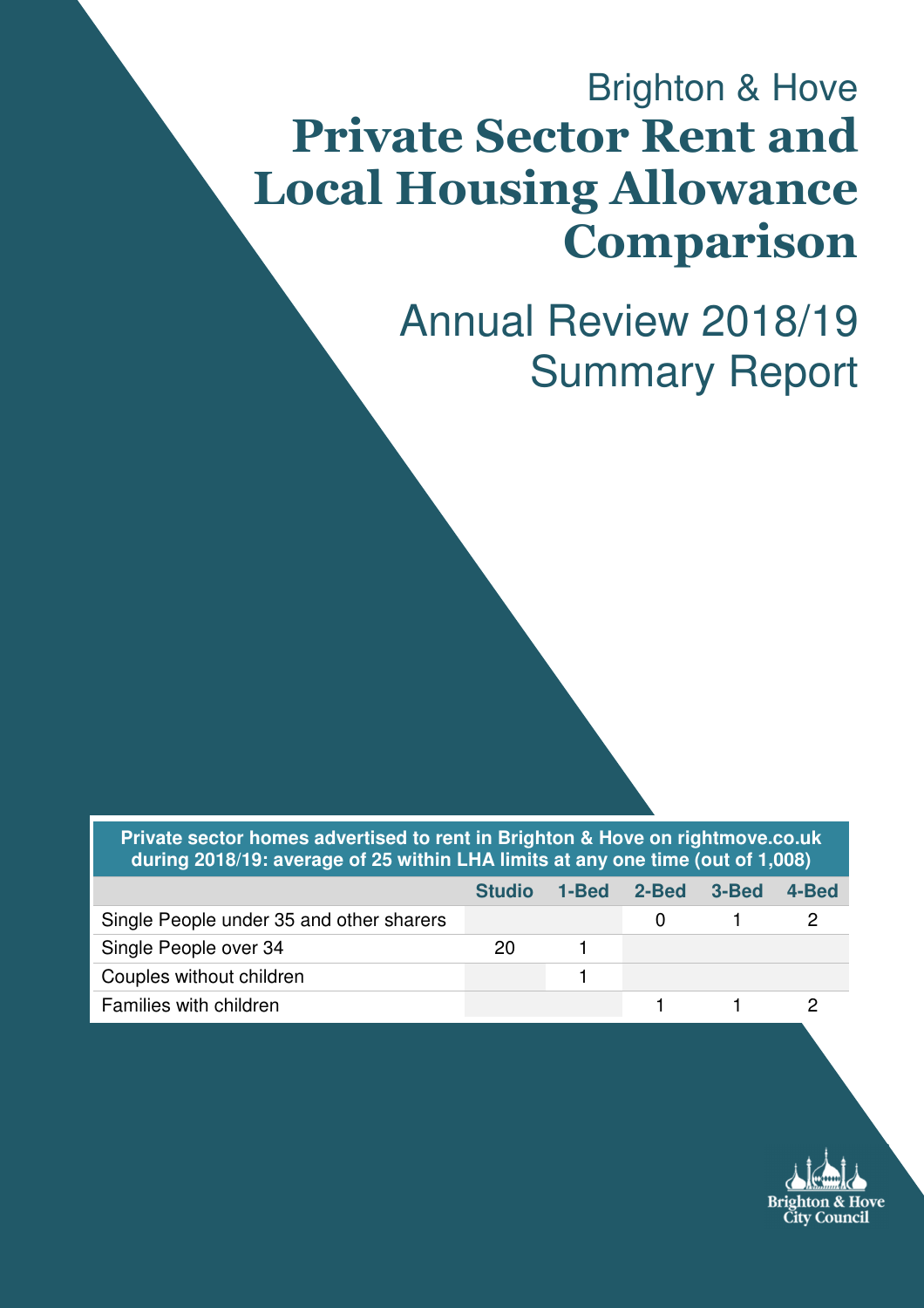Brighton & Hove

# Private Sector Rent and Local Housing Allowance Comparison

## Annual Review 2018/19 Summary Report

| Private sector homes advertised to rent in Brighton & Hove on rightmove.co.uk during 2018/19: average of 25 within LHA limits at any one time (out of 1,008) | | | | | |
|---|---|---|---|---|---|
| | **Studio** | **1-Bed** | **2-Bed** | **3-Bed** | **4-Bed** |
| Single People under 35 and other sharers | | | 0 | 1 | 2 |
| Single People over 34 | 20 | 1 | | | |
| Couples without children | | 1 | | | |
| Families with children | | | 1 | 1 | 2 |

Brighton & Hove City Council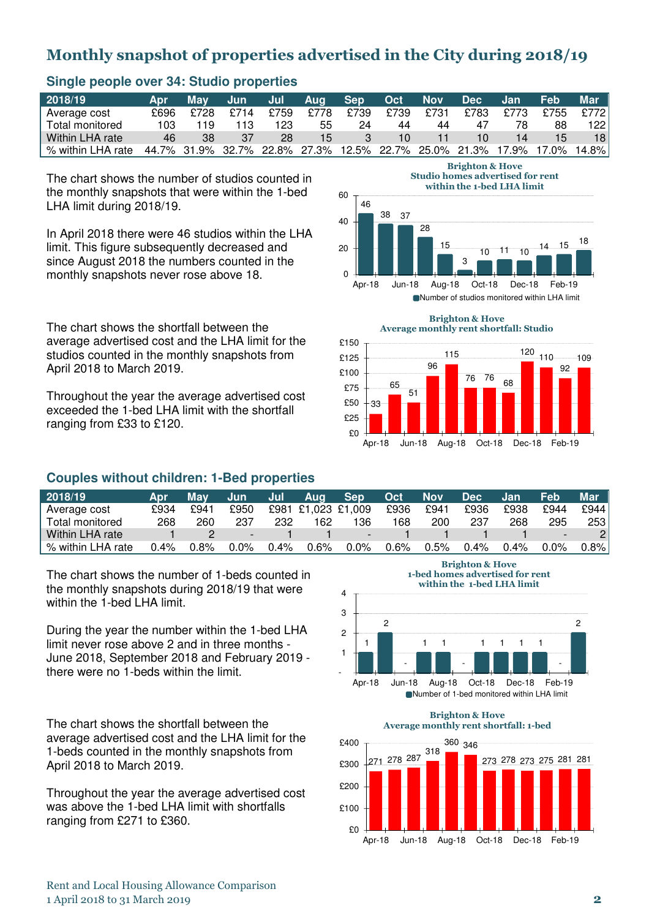## Monthly snapshot of properties advertised in the City during 2018/19

### Single people over 34: Studio properties

| 2018/19 | Apr | May | Jun | Jul | Aug | Sep | Oct | Nov | Dec | Jan | Feb | Mar |
|---|---|---|---|---|---|---|---|---|---|---|---|---|
| Average cost | £696 | £728 | £714 | £759 | £778 | £739 | £739 | £731 | £783 | £773 | £755 | £772 |
| Total monitored | 103 | 119 | 113 | 123 | 55 | 24 | 44 | 44 | 47 | 78 | 88 | 122 |
| Within LHA rate | 46 | 38 | 37 | 28 | 15 | 3 | 10 | 11 | 10 | 14 | 15 | 18 |
| % within LHA rate | 44.7% | 31.9% | 32.7% | 22.8% | 27.3% | 12.5% | 22.7% | 25.0% | 21.3% | 17.9% | 17.0% | 14.8% |

The chart shows the number of studios counted in the monthly snapshots that were within the 1-bed LHA limit during 2018/19.

In April 2018 there were 46 studios within the LHA limit. This figure subsequently decreased and since August 2018 the numbers counted in the monthly snapshots never rose above 18.

**Brighton & Hove Studio homes advertised for rent within the 1-bed LHA limit**

| Apr-18 | May-18 | Jun-18 | Jul-18 | Aug-18 | Sep-18 | Oct-18 | Nov-18 | Dec-18 | Jan-19 | Feb-19 | Mar-19 |
|---|---|---|---|---|---|---|---|---|---|---|---|
| 46 | 38 | 37 | 28 | 15 | 3 | 10 | 11 | 10 | 14 | 15 | 18 |

Number of studios monitored within LHA limit

The chart shows the shortfall between the average advertised cost and the LHA limit for the studios counted in the monthly snapshots from April 2018 to March 2019.

Throughout the year the average advertised cost exceeded the 1-bed LHA limit with the shortfall ranging from £33 to £120.

**Brighton & Hove Average monthly rent shortfall: Studio**

| Apr-18 | May-18 | Jun-18 | Jul-18 | Aug-18 | Sep-18 | Oct-18 | Nov-18 | Dec-18 | Jan-19 | Feb-19 | Mar-19 |
|---|---|---|---|---|---|---|---|---|---|---|---|
| 33 | 65 | 51 | 96 | 115 | 76 | 76 | 68 | 120 | 110 | 92 | 109 |

### Couples without children: 1-Bed properties

| 2018/19 | Apr | May | Jun | Jul | Aug | Sep | Oct | Nov | Dec | Jan | Feb | Mar |
|---|---|---|---|---|---|---|---|---|---|---|---|---|
| Average cost | £934 | £941 | £950 | £981 | £1,023 | £1,009 | £936 | £941 | £936 | £938 | £944 | £944 |
| Total monitored | 268 | 260 | 237 | 232 | 162 | 136 | 168 | 200 | 237 | 268 | 295 | 253 |
| Within LHA rate | 1 | 2 | - | 1 | 1 | - | 1 | 1 | 1 | 1 | - | 2 |
| % within LHA rate | 0.4% | 0.8% | 0.0% | 0.4% | 0.6% | 0.0% | 0.6% | 0.5% | 0.4% | 0.4% | 0.0% | 0.8% |

The chart shows the number of 1-beds counted in the monthly snapshots during 2018/19 that were within the 1-bed LHA limit.

During the year the number within the 1-bed LHA limit never rose above 2 and in three months - June 2018, September 2018 and February 2019 - there were no 1-beds within the limit.

**Brighton & Hove 1-bed homes advertised for rent within the 1-bed LHA limit**

| Apr-18 | May-18 | Jun-18 | Jul-18 | Aug-18 | Sep-18 | Oct-18 | Nov-18 | Dec-18 | Jan-19 | Feb-19 | Mar-19 |
|---|---|---|---|---|---|---|---|---|---|---|---|
| 1 | 2 | - | 1 | 1 | - | 1 | 1 | 1 | 1 | - | 2 |

Number of 1-bed monitored within LHA limit

The chart shows the shortfall between the average advertised cost and the LHA limit for the 1-beds counted in the monthly snapshots from April 2018 to March 2019.

Throughout the year the average advertised cost was above the 1-bed LHA limit with shortfalls ranging from £271 to £360.

**Brighton & Hove Average monthly rent shortfall: 1-bed**

| Apr-18 | May-18 | Jun-18 | Jul-18 | Aug-18 | Sep-18 | Oct-18 | Nov-18 | Dec-18 | Jan-19 | Feb-19 | Mar-19 |
|---|---|---|---|---|---|---|---|---|---|---|---|
| 271 | 278 | 287 | 318 | 360 | 346 | 273 | 278 | 273 | 275 | 281 | 281 |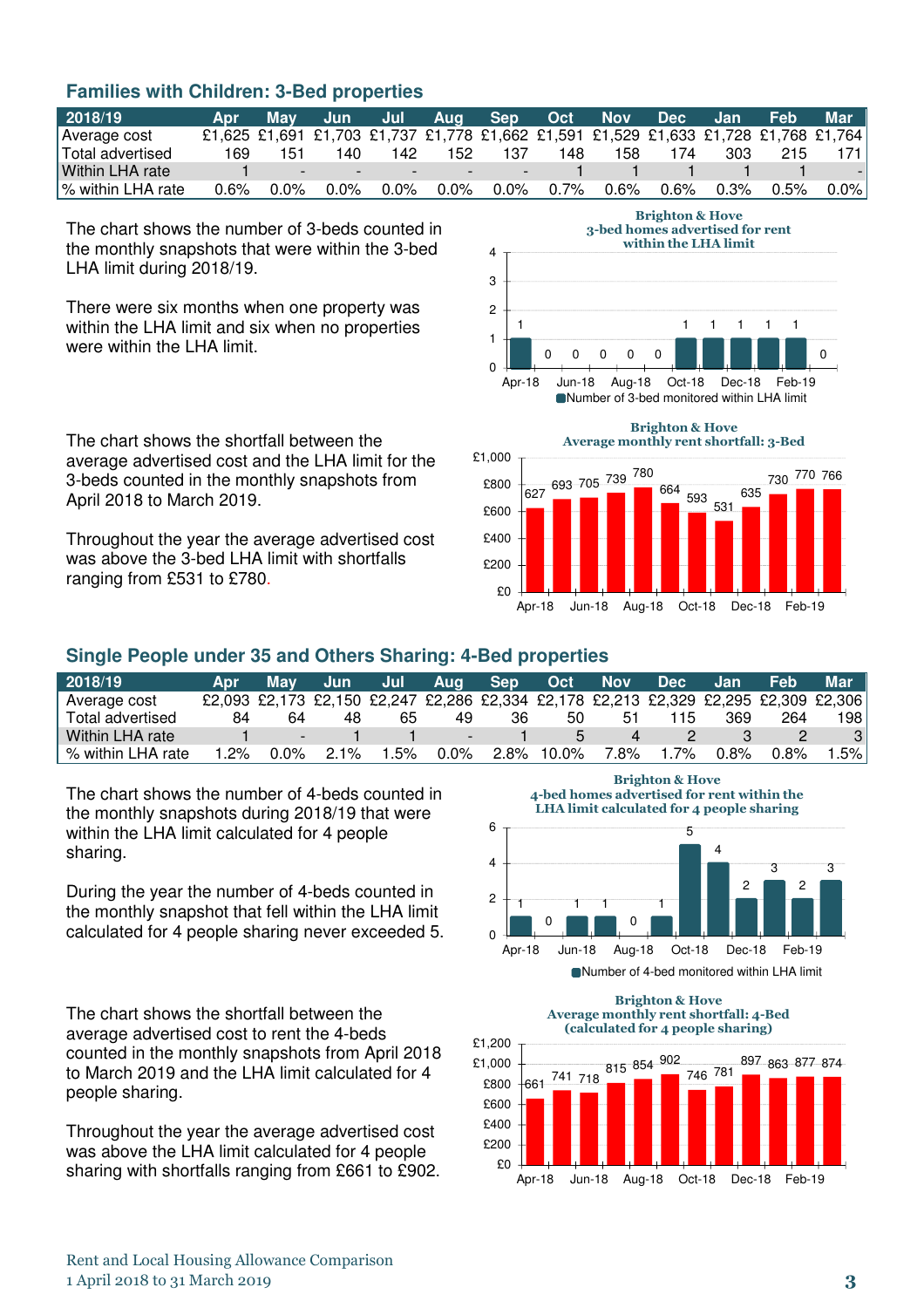## Families with Children: 3-Bed properties

| 2018/19 | Apr | May | Jun | Jul | Aug | Sep | Oct | Nov | Dec | Jan | Feb | Mar |
|---|---|---|---|---|---|---|---|---|---|---|---|---|
| Average cost | £1,625 | £1,691 | £1,703 | £1,737 | £1,778 | £1,662 | £1,591 | £1,529 | £1,633 | £1,728 | £1,768 | £1,764 |
| Total advertised | 169 | 151 | 140 | 142 | 152 | 137 | 148 | 158 | 174 | 303 | 215 | 171 |
| Within LHA rate | 1 | - | - | - | - | - | 1 | 1 | 1 | 1 | 1 | - |
| % within LHA rate | 0.6% | 0.0% | 0.0% | 0.0% | 0.0% | 0.0% | 0.7% | 0.6% | 0.6% | 0.3% | 0.5% | 0.0% |

The chart shows the number of 3-beds counted in the monthly snapshots that were within the 3-bed LHA limit during 2018/19.

There were six months when one property was within the LHA limit and six when no properties were within the LHA limit.

The chart shows the shortfall between the average advertised cost and the LHA limit for the 3-beds counted in the monthly snapshots from April 2018 to March 2019.

Throughout the year the average advertised cost was above the 3-bed LHA limit with shortfalls ranging from £531 to £780.

## Single People under 35 and Others Sharing: 4-Bed properties

| 2018/19 | Apr | May | Jun | Jul | Aug | Sep | Oct | Nov | Dec | Jan | Feb | Mar |
|---|---|---|---|---|---|---|---|---|---|---|---|---|
| Average cost | £2,093 | £2,173 | £2,150 | £2,247 | £2,286 | £2,334 | £2,178 | £2,213 | £2,329 | £2,295 | £2,309 | £2,306 |
| Total advertised | 84 | 64 | 48 | 65 | 49 | 36 | 50 | 51 | 115 | 369 | 264 | 198 |
| Within LHA rate | 1 | - | 1 | 1 | - | 1 | 5 | 4 | 2 | 3 | 2 | 3 |
| % within LHA rate | 1.2% | 0.0% | 2.1% | 1.5% | 0.0% | 2.8% | 10.0% | 7.8% | 1.7% | 0.8% | 0.8% | 1.5% |

The chart shows the number of 4-beds counted in the monthly snapshots during 2018/19 that were within the LHA limit calculated for 4 people sharing.

During the year the number of 4-beds counted in the monthly snapshot that fell within the LHA limit calculated for 4 people sharing never exceeded 5.

The chart shows the shortfall between the average advertised cost to rent the 4-beds counted in the monthly snapshots from April 2018 to March 2019 and the LHA limit calculated for 4 people sharing.

Throughout the year the average advertised cost was above the LHA limit calculated for 4 people sharing with shortfalls ranging from £661 to £902.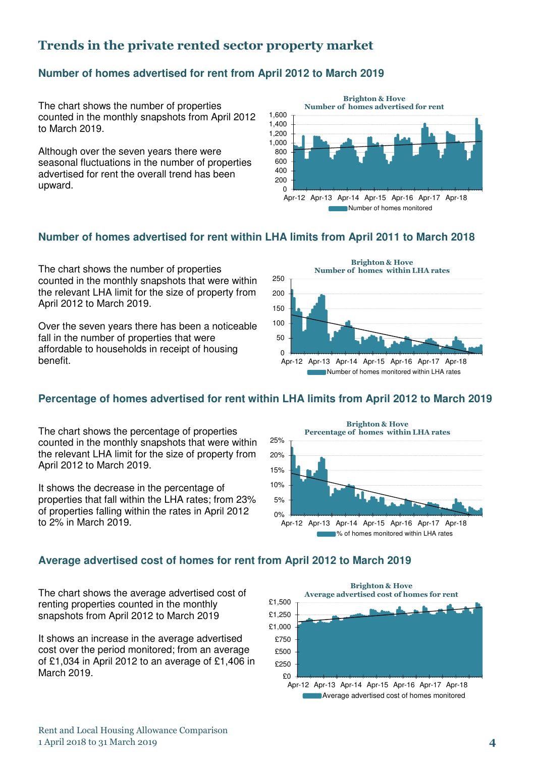## Trends in the private rented sector property market

### Number of homes advertised for rent from April 2012 to March 2019

The chart shows the number of properties counted in the monthly snapshots from April 2012 to March 2019.

Although over the seven years there were seasonal fluctuations in the number of properties advertised for rent the overall trend has been upward.

### Number of homes advertised for rent within LHA limits from April 2011 to March 2018

The chart shows the number of properties counted in the monthly snapshots that were within the relevant LHA limit for the size of property from April 2012 to March 2019.

Over the seven years there has been a noticeable fall in the number of properties that were affordable to households in receipt of housing benefit.

### Percentage of homes advertised for rent within LHA limits from April 2012 to March 2019

The chart shows the percentage of properties counted in the monthly snapshots that were within the relevant LHA limit for the size of property from April 2012 to March 2019.

It shows the decrease in the percentage of properties that fall within the LHA rates; from 23% of properties falling within the rates in April 2012 to 2% in March 2019.

### Average advertised cost of homes for rent from April 2012 to March 2019

The chart shows the average advertised cost of renting properties counted in the monthly snapshots from April 2012 to March 2019

It shows an increase in the average advertised cost over the period monitored; from an average of £1,034 in April 2012 to an average of £1,406 in March 2019.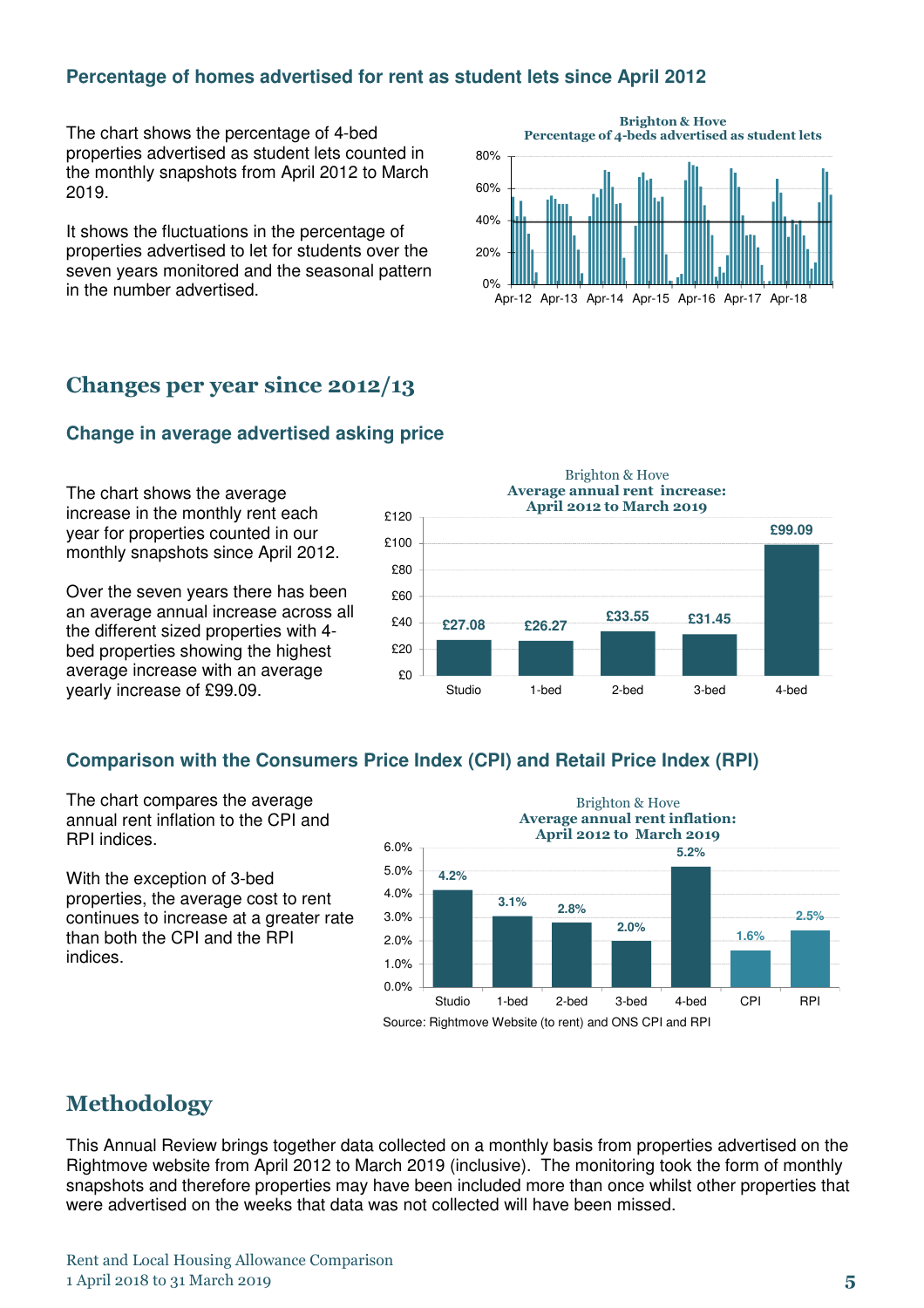### Percentage of homes advertised for rent as student lets since April 2012

The chart shows the percentage of 4-bed properties advertised as student lets counted in the monthly snapshots from April 2012 to March 2019.

It shows the fluctuations in the percentage of properties advertised to let for students over the seven years monitored and the seasonal pattern in the number advertised.

**Brighton & Hove**
**Percentage of 4-beds advertised as student lets**

## Changes per year since 2012/13

### Change in average advertised asking price

The chart shows the average increase in the monthly rent each year for properties counted in our monthly snapshots since April 2012.

Over the seven years there has been an average annual increase across all the different sized properties with 4-bed properties showing the highest average increase with an average yearly increase of £99.09.

Brighton & Hove
**Average annual rent increase: April 2012 to March 2019**

| Studio | 1-bed | 2-bed | 3-bed | 4-bed |
|---|---|---|---|---|
| £27.08 | £26.27 | £33.55 | £31.45 | £99.09 |

### Comparison with the Consumers Price Index (CPI) and Retail Price Index (RPI)

The chart compares the average annual rent inflation to the CPI and RPI indices.

With the exception of 3-bed properties, the average cost to rent continues to increase at a greater rate than both the CPI and the RPI indices.

Brighton & Hove
**Average annual rent inflation: April 2012 to March 2019**

| Studio | 1-bed | 2-bed | 3-bed | 4-bed | CPI | RPI |
|---|---|---|---|---|---|---|
| 4.2% | 3.1% | 2.8% | 2.0% | 5.2% | 1.6% | 2.5% |

Source: Rightmove Website (to rent) and ONS CPI and RPI

## Methodology

This Annual Review brings together data collected on a monthly basis from properties advertised on the Rightmove website from April 2012 to March 2019 (inclusive). The monitoring took the form of monthly snapshots and therefore properties may have been included more than once whilst other properties that were advertised on the weeks that data was not collected will have been missed.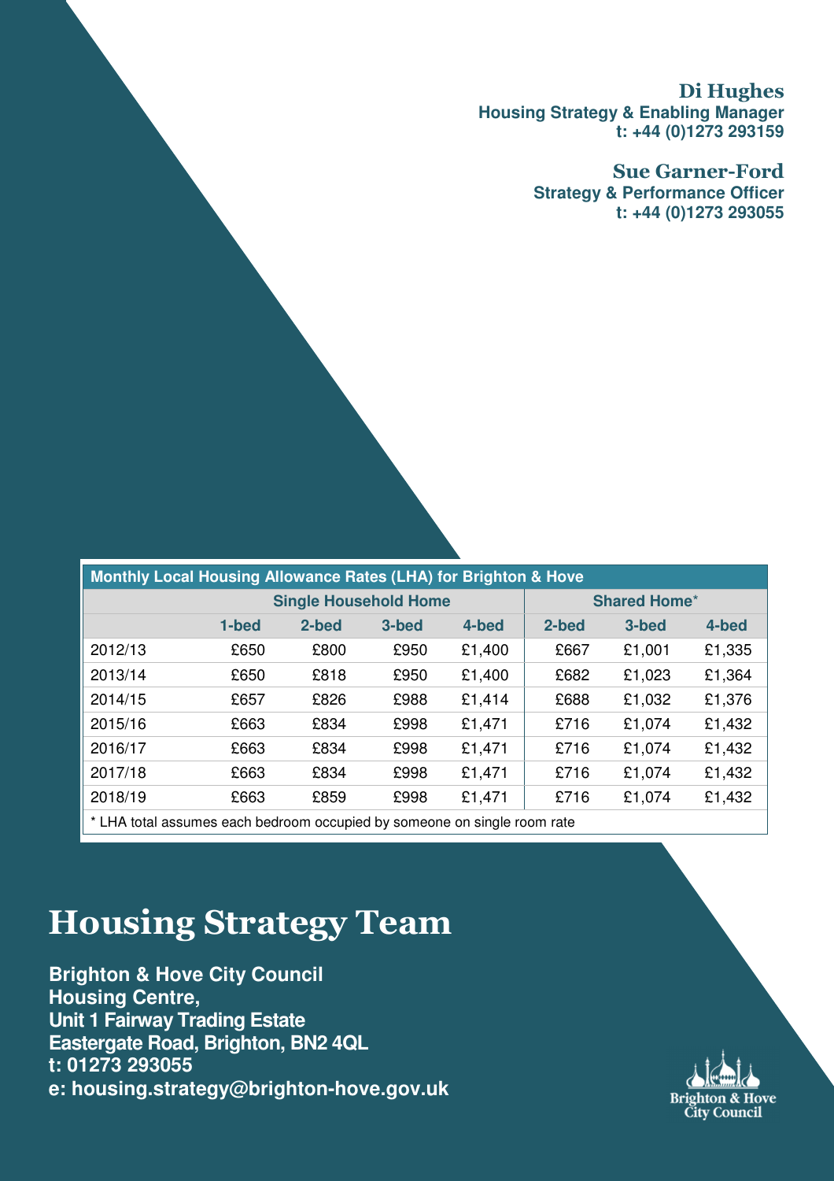**Di Hughes**
**Housing Strategy & Enabling Manager**
**t: +44 (0)1273 293159**

**Sue Garner-Ford**
**Strategy & Performance Officer**
**t: +44 (0)1273 293055**

| Monthly Local Housing Allowance Rates (LHA) for Brighton & Hove | | | | | | | |
|---|---|---|---|---|---|---|---|
| | Single Household Home | | | | Shared Home* | | |
| | 1-bed | 2-bed | 3-bed | 4-bed | 2-bed | 3-bed | 4-bed |
| 2012/13 | £650 | £800 | £950 | £1,400 | £667 | £1,001 | £1,335 |
| 2013/14 | £650 | £818 | £950 | £1,400 | £682 | £1,023 | £1,364 |
| 2014/15 | £657 | £826 | £988 | £1,414 | £688 | £1,032 | £1,376 |
| 2015/16 | £663 | £834 | £998 | £1,471 | £716 | £1,074 | £1,432 |
| 2016/17 | £663 | £834 | £998 | £1,471 | £716 | £1,074 | £1,432 |
| 2017/18 | £663 | £834 | £998 | £1,471 | £716 | £1,074 | £1,432 |
| 2018/19 | £663 | £859 | £998 | £1,471 | £716 | £1,074 | £1,432 |

* LHA total assumes each bedroom occupied by someone on single room rate

# Housing Strategy Team

**Brighton & Hove City Council**
**Housing Centre,**
**Unit 1 Fairway Trading Estate**
**Eastergate Road, Brighton, BN2 4QL**
**t: 01273 293055**
**e: housing.strategy@brighton-hove.gov.uk**

Brighton & Hove City Council